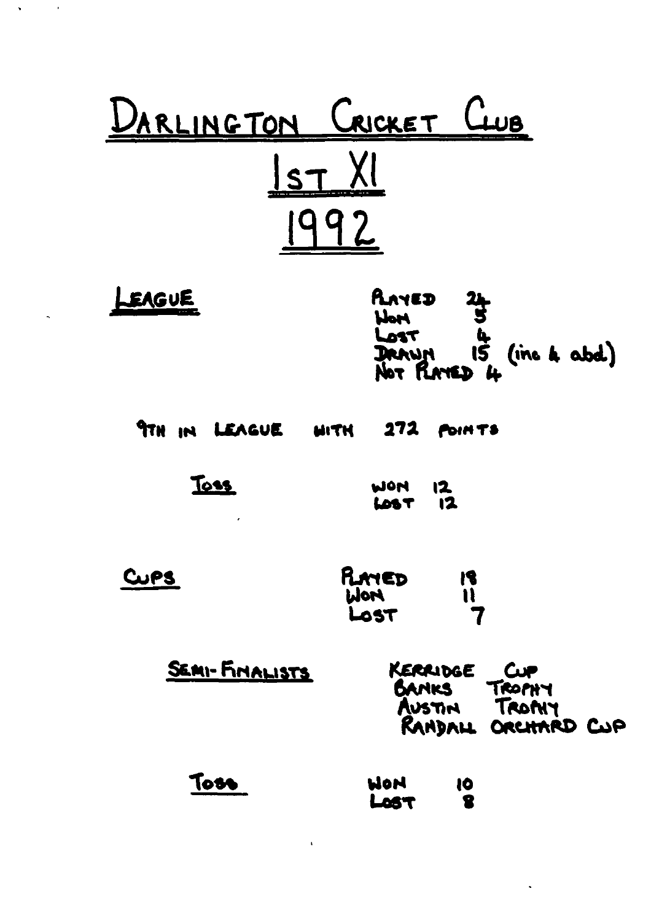# DARLINGTON CRICKET CLUB

## 1ST XI

## 1992

**LEAGUE**

| | |
|---|---|
| PLAYED | 24 |
| WON | 5 |
| LOST | 4 |
| DRAWN | 15 (inc 4 abd) |
| NOT PLAYED | 4 |

9TH IN LEAGUE WITH 272 POINTS

**TOSS**

| | |
|---|---|
| WON | 12 |
| LOST | 12 |

**CUPS**

| | |
|---|---|
| PLAYED | 18 |
| WON | 11 |
| LOST | 7 |

**SEMI-FINALISTS**

KERRIDGE CUP
BANKS TROPHY
AUSTIN TROPHY
RANDALL ORCHARD CUP

**TOSS**

| | |
|---|---|
| WON | 10 |
| LOST | 8 |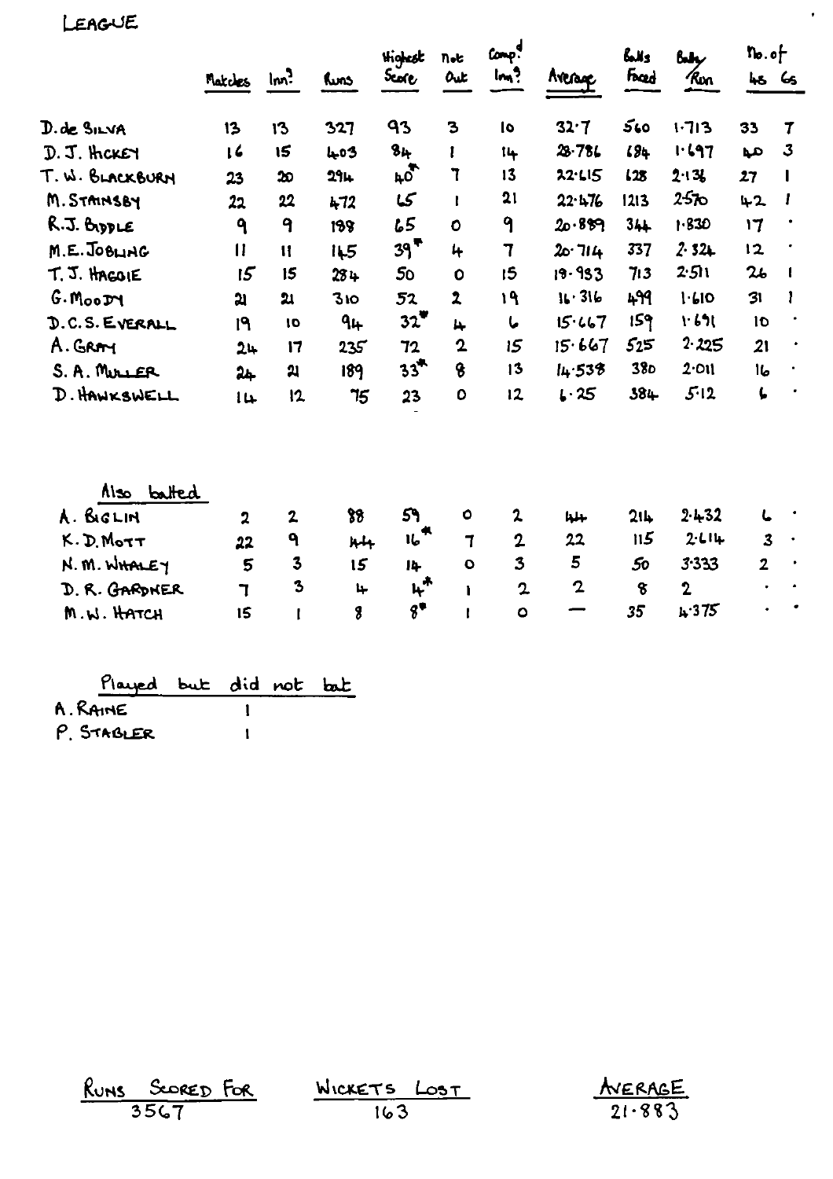# LEAGUE

| | Matches | Inns | Runs | Highest Score | Not Out | Comp'd Inns | Average | Balls Faced | Balls/Run | No. of 4s | No. of 6s |
|---|---|---|---|---|---|---|---|---|---|---|---|
| D. de SILVA | 13 | 13 | 327 | 93 | 3 | 10 | 32·7 | 560 | 1·713 | 33 | 7 |
| D. J. HICKEY | 16 | 15 | 403 | 84 | 1 | 14 | 28·786 | 684 | 1·697 | 40 | 3 |
| T. W. BLACKBURN | 23 | 20 | 294 | 40* | 7 | 13 | 22·615 | 628 | 2·136 | 27 | 1 |
| M. STAINSBY | 22 | 22 | 472 | 65 | 1 | 21 | 22·476 | 1213 | 2·570 | 42 | 1 |
| R.J. BIDDLE | 9 | 9 | 188 | 65 | 0 | 9 | 20·889 | 344 | 1·830 | 17 | · |
| M.E. JOBLING | 11 | 11 | 145 | 39* | 4 | 7 | 20·714 | 337 | 2·324 | 12 | · |
| T. J. HAGGIE | 15 | 15 | 284 | 50 | 0 | 15 | 18·933 | 713 | 2·511 | 26 | 1 |
| G. MOODY | 21 | 21 | 310 | 52 | 2 | 19 | 16·316 | 499 | 1·610 | 31 | 1 |
| D.C.S. EVERALL | 19 | 10 | 94 | 32* | 4 | 6 | 15·667 | 159 | 1·691 | 10 | · |
| A. GRAY | 24 | 17 | 235 | 72 | 2 | 15 | 15·667 | 525 | 2·225 | 21 | · |
| S. A. MULLER | 24 | 21 | 189 | 33* | 8 | 13 | 14·538 | 380 | 2·011 | 16 | · |
| D. HAWKSWELL | 14 | 12 | 75 | 23 | 0 | 12 | 6·25 | 384 | 5·12 | 6 | · |

**Also batted**

| | Matches | Inns | Runs | Highest Score | Not Out | Comp'd Inns | Average | Balls Faced | Balls/Run | No. of 4s | No. of 6s |
|---|---|---|---|---|---|---|---|---|---|---|---|
| A. BIGLIN | 2 | 2 | 88 | 59 | 0 | 2 | 44 | 214 | 2·432 | 6 | · |
| K. D. MOTT | 22 | 9 | 44 | 16* | 7 | 2 | 22 | 115 | 2·614 | 3 | · |
| N. M. WHALEY | 5 | 3 | 15 | 14 | 0 | 3 | 5 | 50 | 3·333 | 2 | · |
| D. R. GARDNER | 7 | 3 | 4 | 4* | 1 | 2 | 2 | 8 | 2 | · | · |
| M. W. HATCH | 15 | 1 | 8 | 8* | 1 | 0 | — | 35 | 4·375 | · | · |

**Played but did not bat**

| | Matches |
|---|---|
| A. RAINE | 1 |
| P. STABLER | 1 |

| RUNS SCORED FOR | WICKETS LOST | AVERAGE |
|---|---|---|
| 3567 | 163 | 21·883 |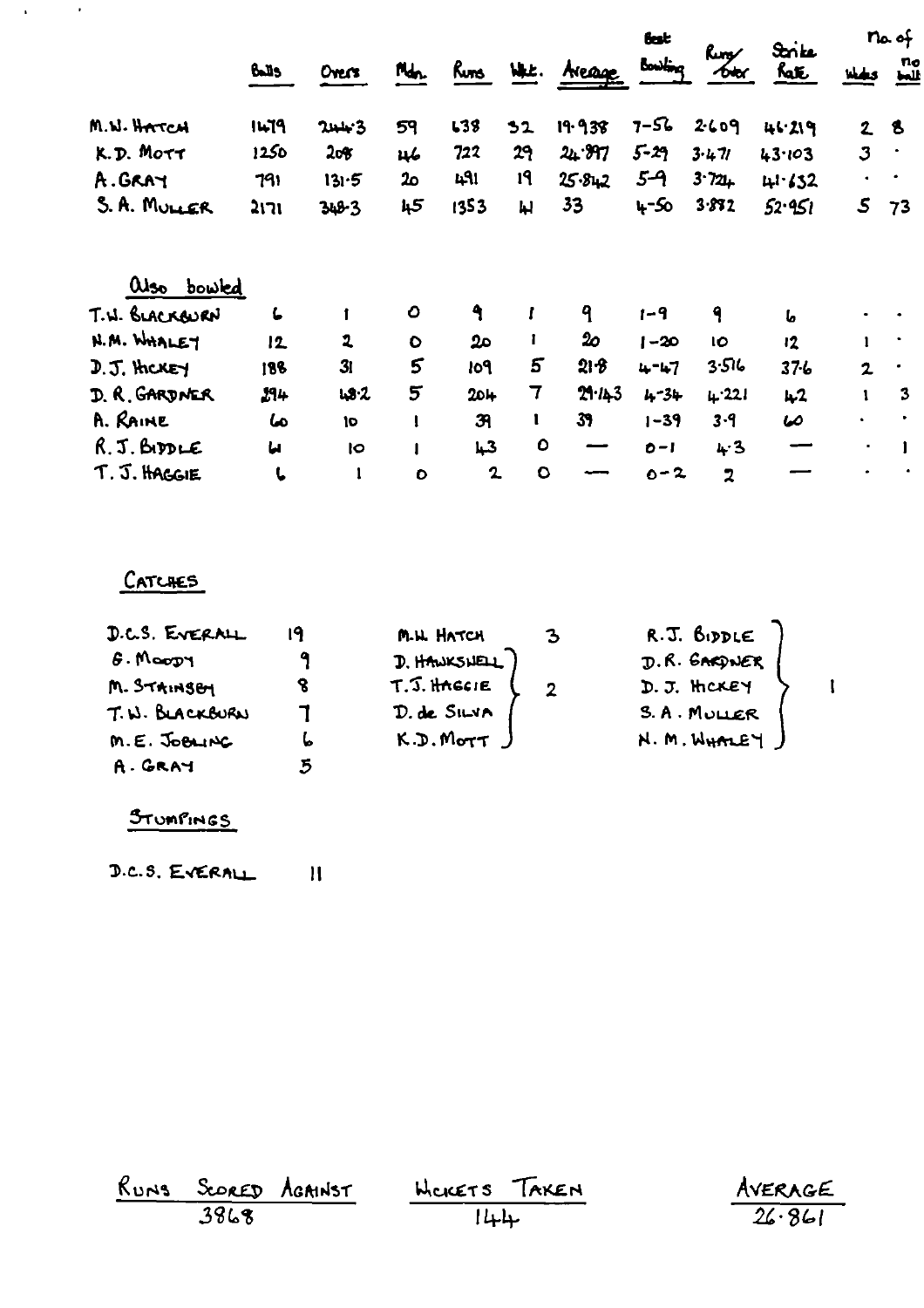| | Balls | Overs | Mdn. | Runs | Wkt. | Average | Best Bowling | Runs/Over | Strike Rate | No. of Wides | No balls |
|---|---|---|---|---|---|---|---|---|---|---|---|
| M.W. HATCH | 1479 | 244·3 | 59 | 638 | 32 | 19·938 | 7-56 | 2·609 | 46·219 | 2 | 8 |
| K.D. MOTT | 1250 | 208 | 46 | 722 | 29 | 24·897 | 5-29 | 3·471 | 43·103 | 3 | · |
| A. GRAY | 791 | 131·5 | 20 | 491 | 19 | 25·842 | 5-9 | 3·724 | 41·632 | · | · |
| S.A. MULLER | 2171 | 348·3 | 45 | 1353 | 41 | 33 | 4-50 | 3·882 | 52·951 | 5 | 73 |
| **Also bowled** | | | | | | | | | | | |
| T.W. BLACKBURN | 6 | 1 | 0 | 9 | 1 | 9 | 1-9 | 9 | 6 | · | · |
| N.M. WHALEY | 12 | 2 | 0 | 20 | 1 | 20 | 1-20 | 10 | 12 | 1 | · |
| D.J. HICKEY | 188 | 31 | 5 | 109 | 5 | 21·8 | 4-47 | 3·516 | 37·6 | 2 | · |
| D.R. GARDNER | 294 | 48·2 | 5 | 204 | 7 | 29·143 | 4-34 | 4·221 | 42 | 1 | 3 |
| A. RAINE | 60 | 10 | 1 | 39 | 1 | 39 | 1-39 | 3·9 | 60 | · | · |
| R.J. BIDDLE | 61 | 10 | 1 | 43 | 0 | — | 0-1 | 4·3 | — | · | 1 |
| T.J. HAGGIE | 6 | 1 | 0 | 2 | 0 | — | 0-2 | 2 | — | · | · |

## CATCHES

| Player | Catches |
|---|---|
| D.C.S. EVERALL | 19 |
| G. MOODY | 9 |
| M. STAINSBY | 8 |
| T.W. BLACKBURN | 7 |
| M.E. JOBLING | 6 |
| A. GRAY | 5 |
| M.W. HATCH | 3 |
| D. HAWKSWELL, T.J. HAGGIE, D. de SILVA, K.D. MOTT | 2 |
| R.J. BIDDLE, D.R. GARDNER, D.J. HICKEY, S.A. MULLER, N.M. WHALEY | 1 |

## STUMPINGS

D.C.S. EVERALL 11

| RUNS SCORED AGAINST | WICKETS TAKEN | AVERAGE |
|---|---|---|
| 3868 | 144 | 26·861 |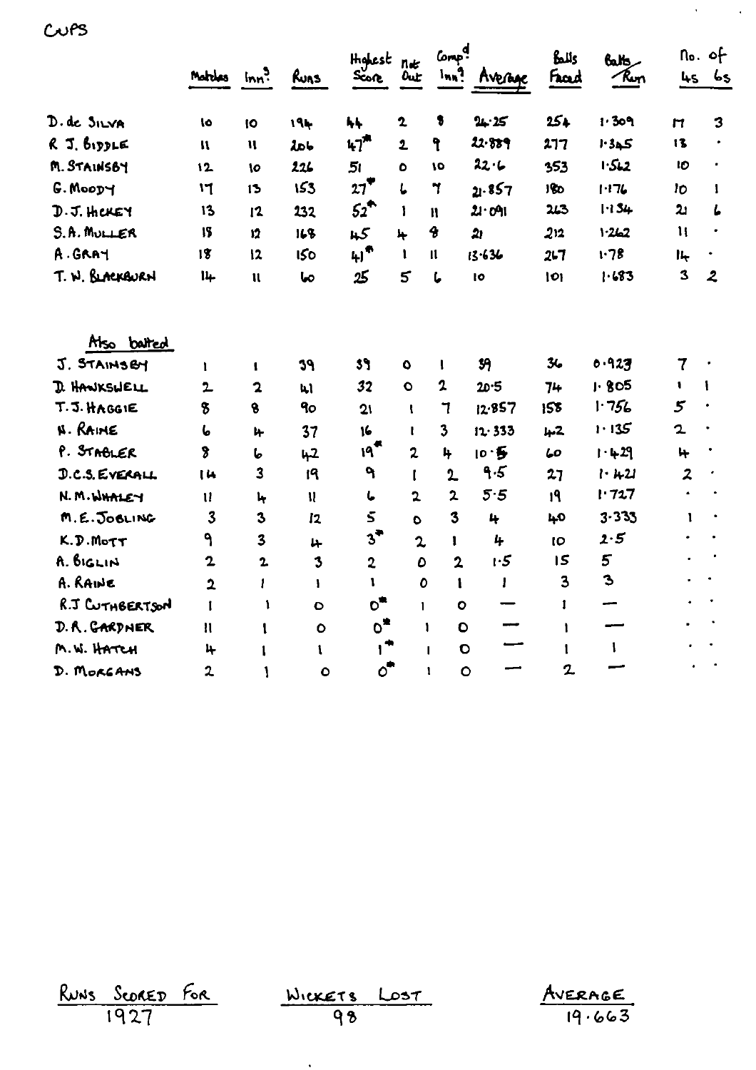# CUPS

| | Matches | Inn.s | Runs | Highest Score | Not Out | Comp.d Inn.s | Average | Balls Faced | Balls / Run | No. of 4s | No. of 6s |
|---|---|---|---|---|---|---|---|---|---|---|---|
| D. de SILVA | 10 | 10 | 194 | 44 | 2 | 8 | 24·25 | 254 | 1·309 | 17 | 3 |
| R. J. BIDDLE | 11 | 11 | 206 | 47* | 2 | 9 | 22·889 | 277 | 1·345 | 13 | · |
| M. STAINSBY | 12 | 10 | 226 | 51 | 0 | 10 | 22·6 | 353 | 1·562 | 10 | · |
| G. MOODY | 17 | 13 | 153 | 27* | 6 | 7 | 21·857 | 180 | 1·176 | 10 | 1 |
| D. J. HICKEY | 13 | 12 | 232 | 52* | 1 | 11 | 21·091 | 263 | 1·134 | 21 | 6 |
| S. A. MULLER | 13 | 12 | 168 | 45 | 4 | 8 | 21 | 212 | 1·262 | 11 | · |
| A. GRAY | 18 | 12 | 150 | 41* | 1 | 11 | 13·636 | 267 | 1·78 | 14 | · |
| T. W. BLACKBURN | 14 | 11 | 60 | 25 | 5 | 6 | 10 | 101 | 1·683 | 3 | 2 |

## Also batted

| | Matches | Inn.s | Runs | Highest Score | Not Out | Comp.d Inn.s | Average | Balls Faced | Balls / Run | No. of 4s | No. of 6s |
|---|---|---|---|---|---|---|---|---|---|---|---|
| J. STAINSBY | 1 | 1 | 39 | 39 | 0 | 1 | 39 | 36 | 0·923 | 7 | · |
| D. HAWKSWELL | 2 | 2 | 41 | 32 | 0 | 2 | 20·5 | 74 | 1·805 | 1 | 1 |
| T. J. HAGGIE | 8 | 8 | 90 | 21 | 1 | 7 | 12·857 | 158 | 1·756 | 5 | · |
| N. RAINE | 6 | 4 | 37 | 16 | 1 | 3 | 12·333 | 42 | 1·135 | 2 | · |
| P. STABLER | 8 | 6 | 42 | 19* | 2 | 4 | 10·5 | 60 | 1·429 | 4 | · |
| D.C.S. EVERALL | 14 | 3 | 19 | 9 | 1 | 2 | 9·5 | 27 | 1·421 | 2 | · |
| N. M. WHALEY | 11 | 4 | 11 | 6 | 2 | 2 | 5·5 | 19 | 1·727 | · | · |
| M. E. JOBLING | 3 | 3 | 12 | 5 | 0 | 3 | 4 | 40 | 3·333 | 1 | · |
| K. D. MOTT | 9 | 3 | 4 | 3* | 2 | 1 | 4 | 10 | 2·5 | · | · |
| A. BIGLIN | 2 | 2 | 3 | 2 | 0 | 2 | 1·5 | 15 | 5 | · | · |
| A. RAINE | 2 | 1 | 1 | 1 | 0 | 1 | 1 | 3 | 3 | · | · |
| R.J. CUTHBERTSON | 1 | 1 | 0 | 0* | 1 | 0 | — | 1 | — | · | · |
| D. R. GARDNER | 11 | 1 | 0 | 0* | 1 | 0 | — | 1 | — | · | · |
| M. W. HATCH | 4 | 1 | 1 | 1* | 1 | 0 | — | 1 | 1 | · | · |
| D. MORGANS | 2 | 1 | 0 | 0* | 1 | 0 | — | 2 | — | · | · |

| RUNS SCORED FOR | WICKETS LOST | AVERAGE |
|---|---|---|
| 1927 | 98 | 19·663 |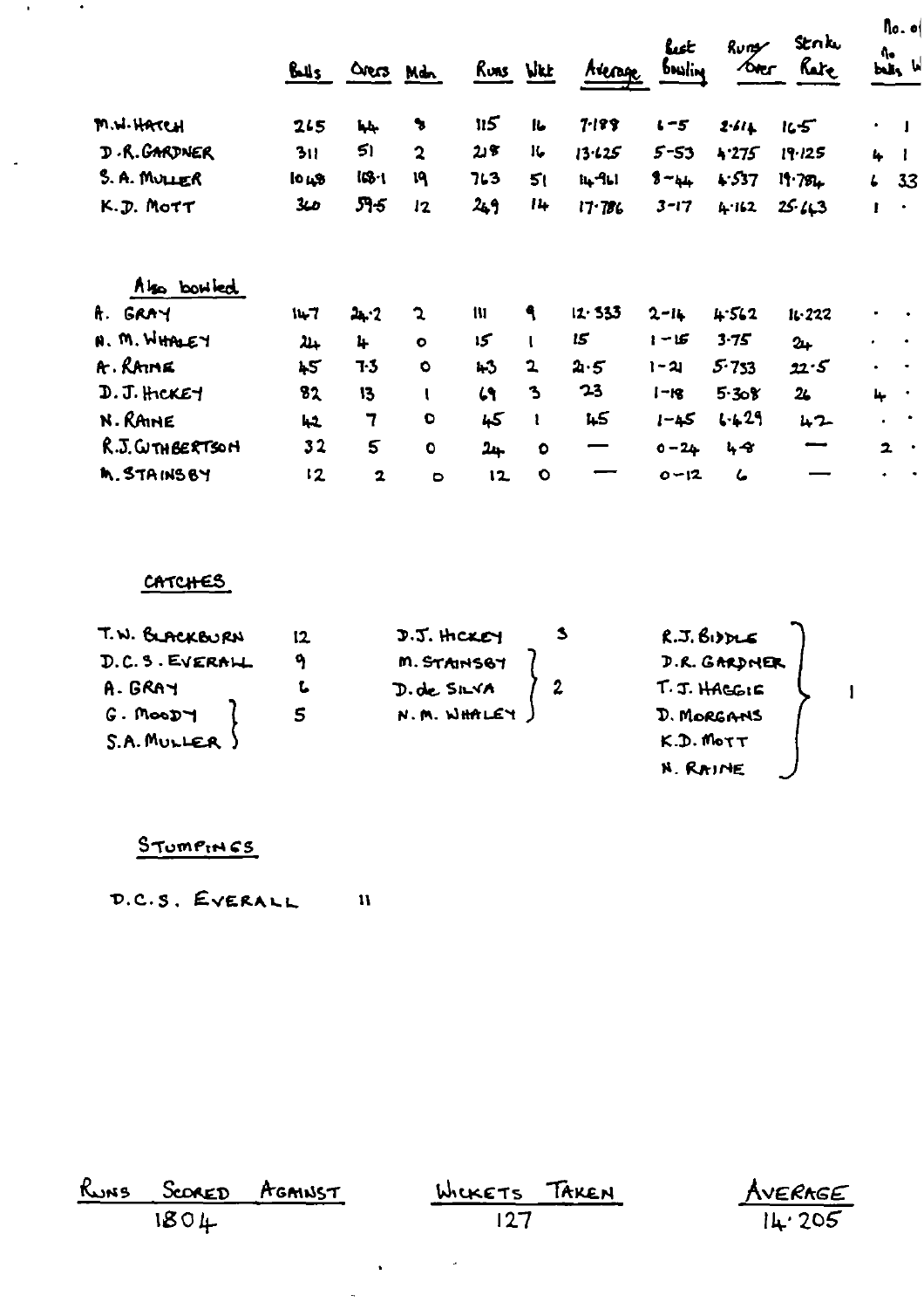|  | Balls | Overs | Mdn | Runs | Wkt | Average | Best Bowling | Runs/Over | Strike Rate | No. of No balls | W |
|---|---|---|---|---|---|---|---|---|---|---|---|
| M.W. HATCH | 265 | 44 | 8 | 115 | 16 | 7·188 | 6–5 | 2·614 | 16·5 | · | 1 |
| D.R. GARDNER | 311 | 51 | 2 | 218 | 16 | 13·625 | 5–53 | 4·275 | 19·125 | 4 | 1 |
| S.A. MULLER | 1048 | 168·1 | 19 | 763 | 51 | 14·961 | 8–44 | 4·537 | 19·784 | 6 | 33 |
| K.D. MOTT | 360 | 59·5 | 12 | 249 | 14 | 17·786 | 3–17 | 4·162 | 25·643 | 1 | · |
| **Also bowled** |  |  |  |  |  |  |  |  |  |  |  |
| A. GRAY | 147 | 24·2 | 2 | 111 | 9 | 12·333 | 2–14 | 4·562 | 16·222 | · | · |
| N.M. WHALEY | 24 | 4 | 0 | 15 | 1 | 15 | 1–15 | 3·75 | 24 | · | · |
| A. RAINE | 45 | 7·3 | 0 | 43 | 2 | 21·5 | 1–21 | 5·733 | 22·5 | · | · |
| D.J. HICKEY | 82 | 13 | 1 | 69 | 3 | 23 | 1–18 | 5·308 | 26 | 4 | · |
| N. RAINE | 42 | 7 | 0 | 45 | 1 | 45 | 1–45 | 6·429 | 42 | · | · |
| R.J. CUTHBERTSON | 32 | 5 | 0 | 24 | 0 | — | 0–24 | 4·8 | — | 2 | · |
| M. STAINSBY | 12 | 2 | 0 | 12 | 0 | — | 0–12 | 6 | — | · | · |

## CATCHES

| Player | Catches |
|---|---|
| T.W. BLACKBURN | 12 |
| D.C.S. EVERALL | 9 |
| A. GRAY | 6 |
| G. MOODY, S.A. MULLER | 5 |
| D.J. HICKEY | 3 |
| M. STAINSBY, D. de SILVA, N.M. WHALEY | 2 |
| R.J. BIDDLE, D.R. GARDNER, T.J. HAGGIE, D. MORGANS, K.D. MOTT, N. RAINE | 1 |

## STUMPINGS

D.C.S. EVERALL 11

| RUNS SCORED AGAINST | WICKETS TAKEN | AVERAGE |
|---|---|---|
| 1804 | 127 | 14·205 |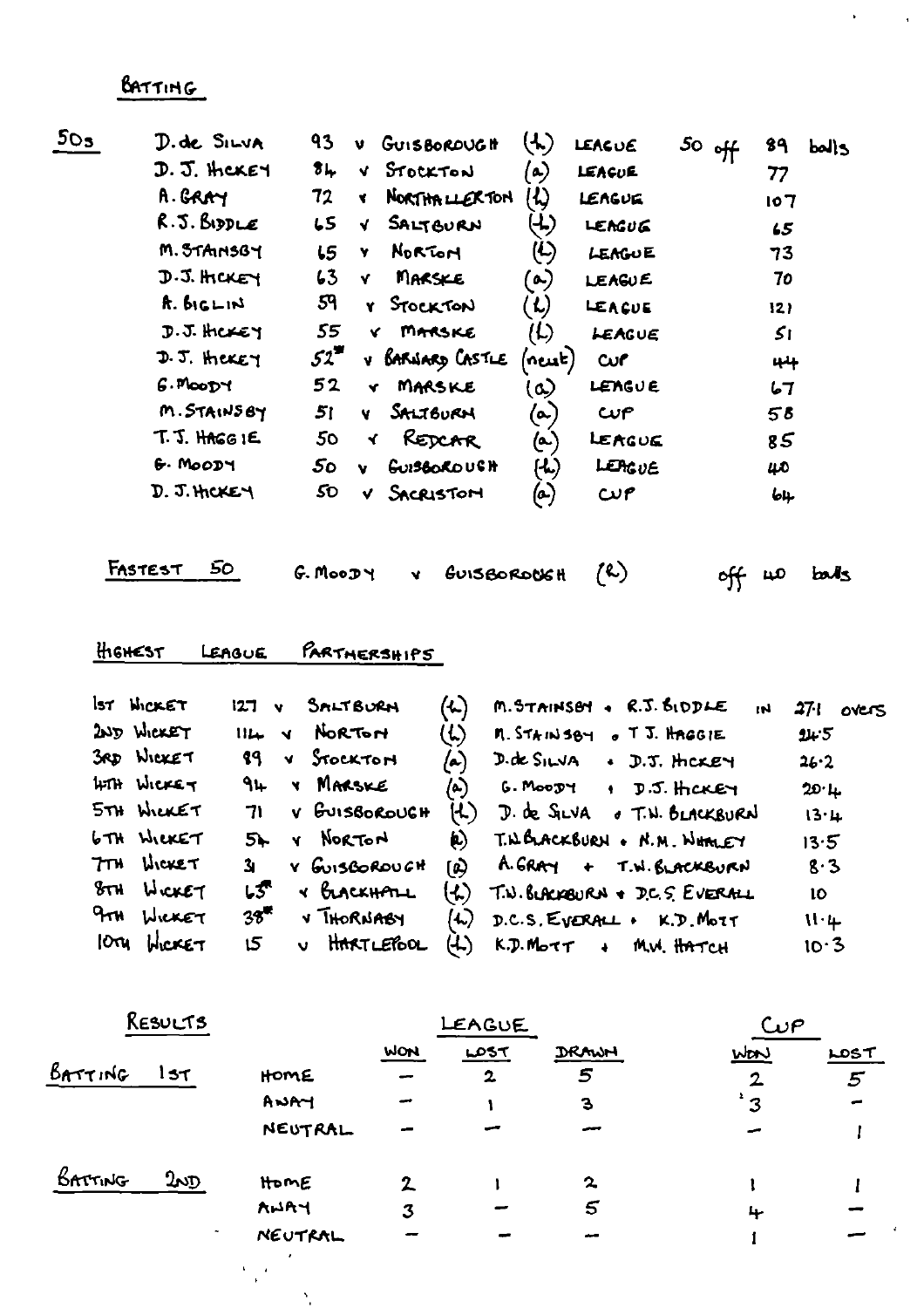## BATTING

### 50s

| | Player | Score | | Opponent | Venue | Competition | 50 off | Balls |
|---|---|---|---|---|---|---|---|---|
| 50s | D. de SILVA | 93 | v | GUISBOROUGH | (h) | LEAGUE | 50 off | 89 balls |
| | D. J. HICKEY | 84 | v | STOCKTON | (a) | LEAGUE | | 77 |
| | A. GRAY | 72 | v | NORTHALLERTON | (h) | LEAGUE | | 107 |
| | R. J. BIDDLE | 65 | v | SALTBURN | (h) | LEAGUE | | 65 |
| | M. STAINSBY | 65 | v | NORTON | (h) | LEAGUE | | 73 |
| | D. J. HICKEY | 63 | v | MARSKE | (a) | LEAGUE | | 70 |
| | A. BIGLIN | 59 | v | STOCKTON | (h) | LEAGUE | | 121 |
| | D. J. HICKEY | 55 | v | MARSKE | (h) | LEAGUE | | 51 |
| | D. J. HICKEY | 52* | v | BARNARD CASTLE | (neut) | CUP | | 44 |
| | G. MOODY | 52 | v | MARSKE | (a) | LEAGUE | | 67 |
| | M. STAINSBY | 51 | v | SALTBURN | (a) | CUP | | 58 |
| | T. J. HAGGIE | 50 | v | REDCAR | (a) | LEAGUE | | 85 |
| | G. MOODY | 50 | v | GUISBOROUGH | (h) | LEAGUE | | 40 |
| | D. J. HICKEY | 50 | v | SACRISTON | (a) | CUP | | 64 |

**FASTEST 50** G. MOODY v GUISBOROUGH (h) off 40 balls

### HIGHEST LEAGUE PARTNERSHIPS

| Wicket | Runs | | Opponent | Venue | Partners | Overs |
|---|---|---|---|---|---|---|
| 1ST WICKET | 127 | v | SALTBURN | (h) | M. STAINSBY + R. J. BIDDLE in | 27·1 overs |
| 2ND WICKET | 114 | v | NORTON | (h) | M. STAINSBY + T. J. HAGGIE | 24·5 |
| 3RD WICKET | 89 | v | STOCKTON | (a) | D. de SILVA + D. J. HICKEY | 26·2 |
| 4TH WICKET | 94 | v | MARSKE | (a) | G. MOODY + D. J. HICKEY | 20·4 |
| 5TH WICKET | 71 | v | GUISBOROUGH | (h) | D. de SILVA + T. N. BLACKBURN | 13·4 |
| 6TH WICKET | 54 | v | NORTON | (a) | T. N. BLACKBURN + N. M. WHALEY | 13·5 |
| 7TH WICKET | 31 | v | GUISBOROUGH | (a) | A. GRAY + T. N. BLACKBURN | 8·3 |
| 8TH WICKET | 63* | v | BLACKHALL | (h) | T. N. BLACKBURN + D. C. S. EVERALL | 10 |
| 9TH WICKET | 38* | v | THORNABY | (h) | D. C. S. EVERALL + K. D. MOTT | 11·4 |
| 10TH WICKET | 15 | v | HARTLEPOOL | (h) | K. D. MOTT + M. W. HATCH | 10·3 |

### RESULTS

| | | LEAGUE | | | CUP | |
|---|---|---|---|---|---|---|
| | | WON | LOST | DRAWN | WON | LOST |
| BATTING 1ST | HOME | – | 2 | 5 | 2 | 5 |
| | AWAY | – | 1 | 3 | 3 | – |
| | NEUTRAL | – | – | – | – | 1 |
| BATTING 2ND | HOME | 2 | 1 | 2 | 1 | 1 |
| | AWAY | 3 | – | 5 | 4 | – |
| | NEUTRAL | – | – | – | 1 | – |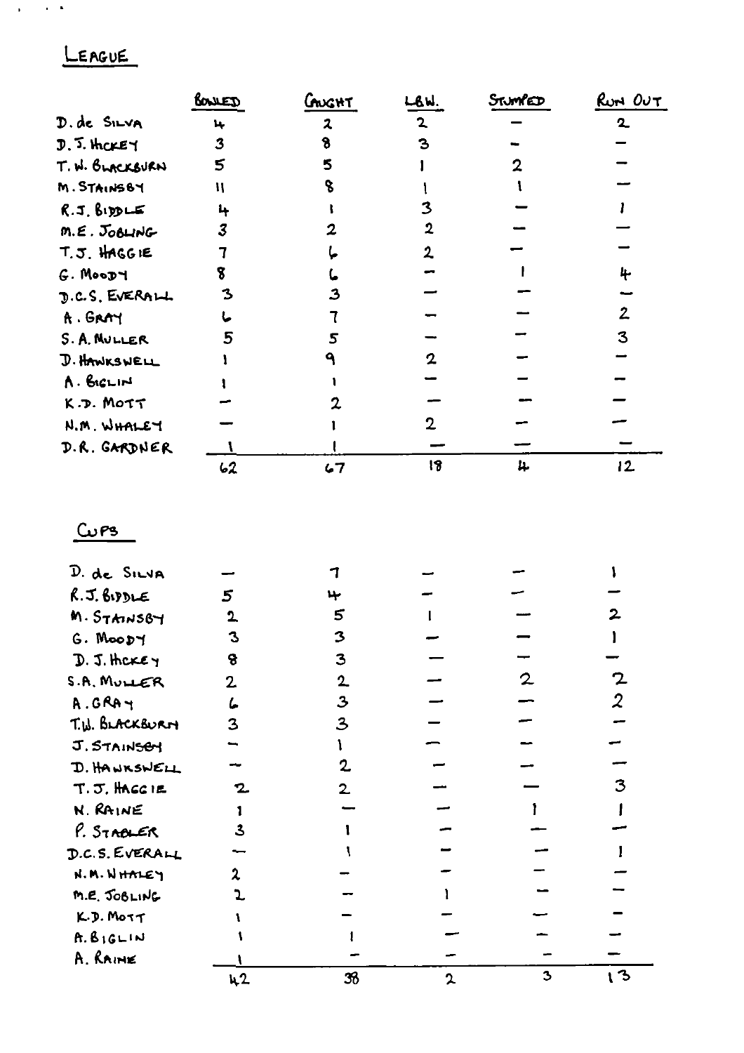## LEAGUE

| | BOWLED | CAUGHT | L.B.W. | STUMPED | RUN OUT |
|---|---|---|---|---|---|
| D. de SILVA | 4 | 2 | 2 | — | 2 |
| D. J. HICKEY | 3 | 8 | 3 | — | — |
| T. W. BLACKBURN | 5 | 5 | 1 | 2 | — |
| M. STAINSBY | 11 | 8 | 1 | 1 | — |
| R. J. BIDDLE | 4 | 1 | 3 | — | 1 |
| M. E. JOBLING | 3 | 2 | 2 | — | — |
| T. J. HAGGIE | 7 | 6 | 2 | — | — |
| G. MOODY | 8 | 6 | — | 1 | 4 |
| D. C. S. EVERALL | 3 | 3 | — | — | — |
| A. GRAY | 6 | 7 | — | — | 2 |
| S. A. MULLER | 5 | 5 | — | — | 3 |
| D. HAWKSWELL | 1 | 9 | 2 | — | — |
| A. BIGLIN | 1 | 1 | — | — | — |
| K. D. MOTT | — | 2 | — | — | — |
| N. M. WHALEY | — | 1 | 2 | — | — |
| D. R. GARDNER | 1 | 1 | — | — | — |
| | 62 | 67 | 18 | 4 | 12 |

## CUPS

| | BOWLED | CAUGHT | L.B.W. | STUMPED | RUN OUT |
|---|---|---|---|---|---|
| D. de SILVA | — | 7 | — | — | 1 |
| R. J. BIDDLE | 5 | 4 | — | — | — |
| M. STAINSBY | 2 | 5 | 1 | — | 2 |
| G. MOODY | 3 | 3 | — | — | 1 |
| D. J. HICKEY | 8 | 3 | — | — | — |
| S. A. MULLER | 2 | 2 | — | 2 | 2 |
| A. GRAY | 6 | 3 | — | — | 2 |
| T. W. BLACKBURN | 3 | 3 | — | — | — |
| J. STAINSBY | — | 1 | — | — | — |
| D. HAWKSWELL | — | 2 | — | — | — |
| T. J. HAGGIE | 2 | 2 | — | — | 3 |
| N. RAINE | 1 | — | — | 1 | 1 |
| P. STABLER | 3 | 1 | — | — | — |
| D. C. S. EVERALL | — | 1 | — | — | 1 |
| N. M. WHALEY | 2 | — | — | — | — |
| M. E. JOBLING | 2 | — | 1 | — | — |
| K. D. MOTT | 1 | — | — | — | — |
| A. BIGLIN | 1 | 1 | — | — | — |
| A. RAINE | 1 | — | — | — | — |
| | 42 | 38 | 2 | 3 | 13 |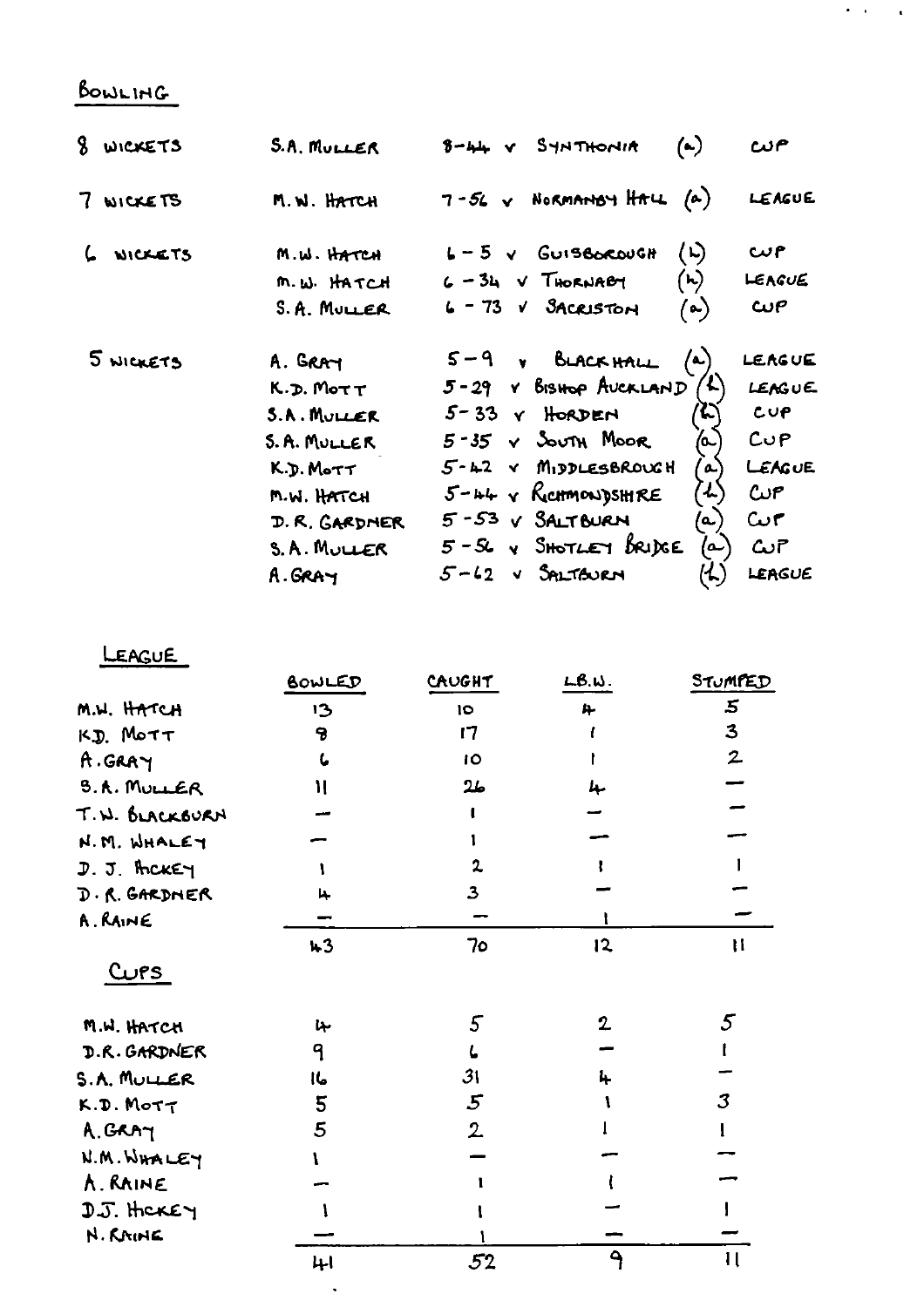## BOWLING

| | | | |
|---|---|---|---|
| 8 WICKETS | S.A. MULLER | 8-44 v SYNTHONIA (a) | CUP |
| 7 WICKETS | M.W. HATCH | 7-56 v NORMANBY HALL (a) | LEAGUE |
| 6 WICKETS | M.W. HATCH | 6-5 v GUISBOROUGH (h) | CUP |
| | M.W. HATCH | 6-34 v THORNABY (h) | LEAGUE |
| | S.A. MULLER | 6-73 v SACRISTON (a) | CUP |
| 5 WICKETS | A. GRAY | 5-9 v BLACKHALL (a) | LEAGUE |
| | K.D. MOTT | 5-29 v BISHOP AUCKLAND (h) | LEAGUE |
| | S.A. MULLER | 5-33 v HORDEN (h) | CUP |
| | S.A. MULLER | 5-35 v SOUTH MOOR (a) | CUP |
| | K.D. MOTT | 5-42 v MIDDLESBROUGH (a) | LEAGUE |
| | M.W. HATCH | 5-44 v RICHMONDSHIRE (h) | CUP |
| | D.R. GARDNER | 5-53 v SALTBURN (a) | CUP |
| | S.A. MULLER | 5-56 v SHOTLEY BRIDGE (a) | CUP |
| | A. GRAY | 5-62 v SALTBURN (h) | LEAGUE |

## LEAGUE

| | BOWLED | CAUGHT | L.B.W. | STUMPED |
|---|---|---|---|---|
| M.W. HATCH | 13 | 10 | 4 | 5 |
| K.D. MOTT | 9 | 17 | 1 | 3 |
| A. GRAY | 6 | 10 | 1 | 2 |
| S.A. MULLER | 11 | 26 | 4 | — |
| T.W. BLACKBURN | — | 1 | — | — |
| N.M. WHALEY | — | 1 | — | — |
| D.J. HICKEY | 1 | 2 | 1 | 1 |
| D.R. GARDNER | 4 | 3 | — | — |
| A. RAINE | — | — | 1 | — |
| | 43 | 70 | 12 | 11 |

## CUPS

| | BOWLED | CAUGHT | L.B.W. | STUMPED |
|---|---|---|---|---|
| M.W. HATCH | 4 | 5 | 2 | 5 |
| D.R. GARDNER | 9 | 6 | — | 1 |
| S.A. MULLER | 16 | 31 | 4 | — |
| K.D. MOTT | 5 | 5 | 1 | 3 |
| A. GRAY | 5 | 2 | 1 | 1 |
| N.M. WHALEY | 1 | — | — | — |
| A. RAINE | — | 1 | 1 | — |
| D.J. HICKEY | 1 | 1 | — | 1 |
| N. RAINE | — | 1 | — | — |
| | 41 | 52 | 9 | 11 |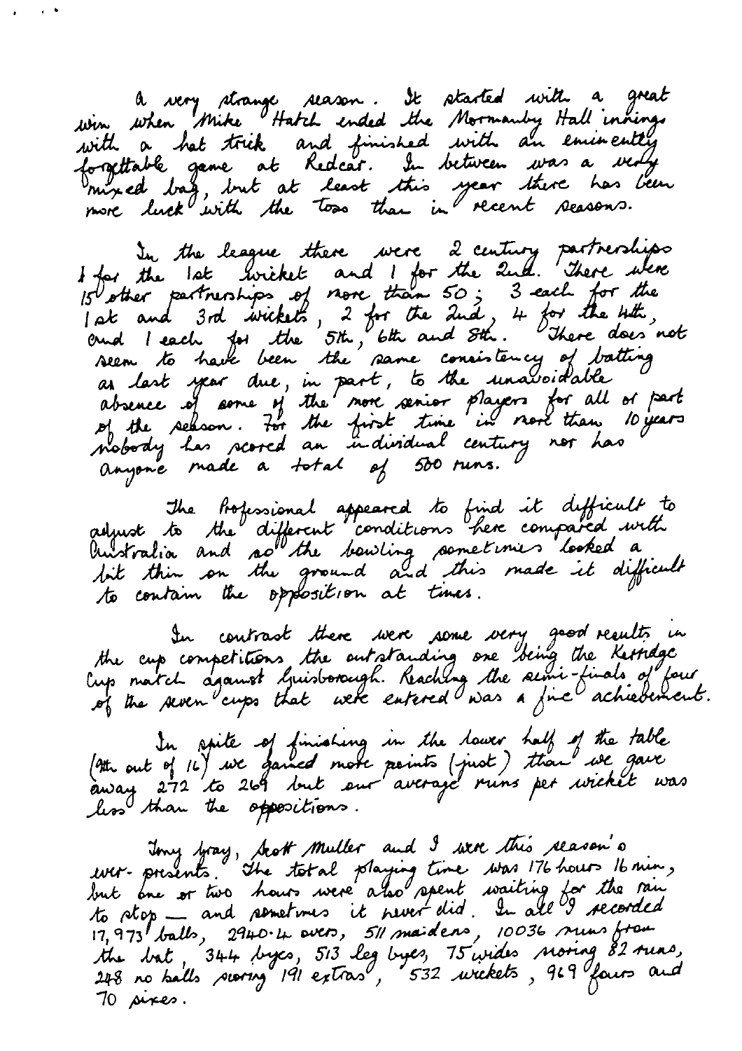A very strange season. It started with a great win when Mike Hatch ended the Normanby Hall innings with a hat trick and finished with an eminently forgettable game at Redcar. In between was a very mixed bag, but at least this year there has been more luck with the toss than in recent seasons.

In the league there were 2 century partnerships 1 for the 1st wicket and 1 for the 2nd. There were 15 other partnerships of more than 50; 3 each for the 1st and 3rd wickets, 2 for the 2nd, 4 for the 4th, and 1 each for the 5th, 6th and 8th. There does not seem to have been the same consistency of batting as last year due, in part, to the unavoidable absence of some of the more senior players for all or part of the season. For the first time in more than 10 years nobody has scored an individual century nor has anyone made a total of 500 runs.

The Professional appeared to find it difficult to adjust to the different conditions here compared with Australia and so the bowling sometimes looked a bit thin on the ground and this made it difficult to contain the opposition at times.

In contrast there were some very good results in the cup competitions, the outstanding one being the Kerridge Cup match against Guisborough. Reaching the semi-finals of four of the seven cups that were entered was a fine achievement.

In spite of finishing in the lower half of the table (9th out of 16) we gained more points (just) than we gave away 272 to 269 but our average runs per wicket was less than the oppositions.

Tony Gray, Scott Muller and I were this season's ever-presents. The total playing time was 176 hours 16 min, but one or two hours were also spent waiting for the rain to stop — and sometimes it never did. In all I recorded 17,973 balls, 2940·4 overs, 511 maidens, 10036 runs from the bat, 344 byes, 513 leg byes, 75 wides scoring 82 runs, 248 no balls scoring 191 extras, 532 wickets, 969 fours and 70 sixes.